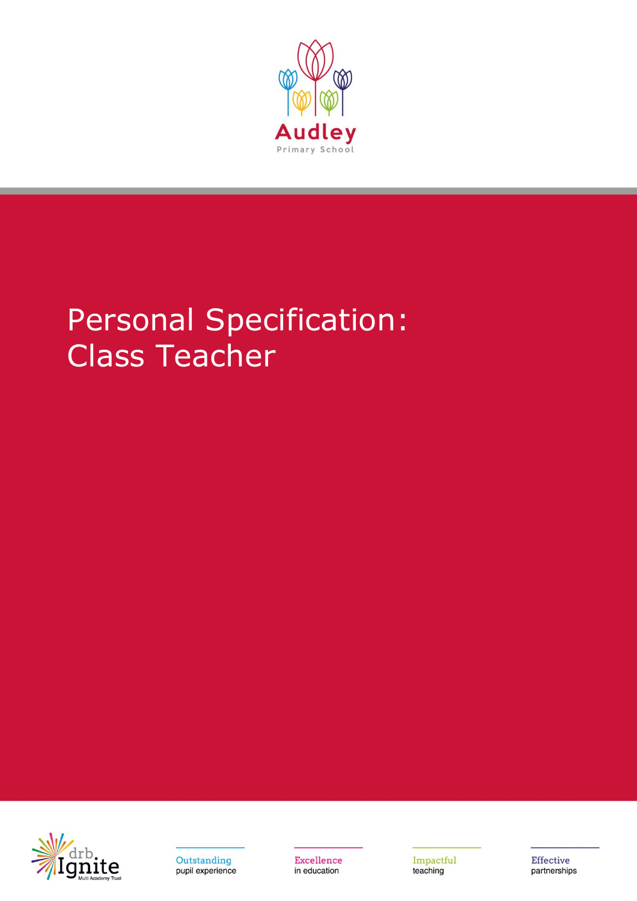Audley

Primary School

# Personal Specification: Class Teacher

drb Ignite Multi Academy Trust

Outstanding pupil experience

Excellence in education

Impactful teaching

Effective partnerships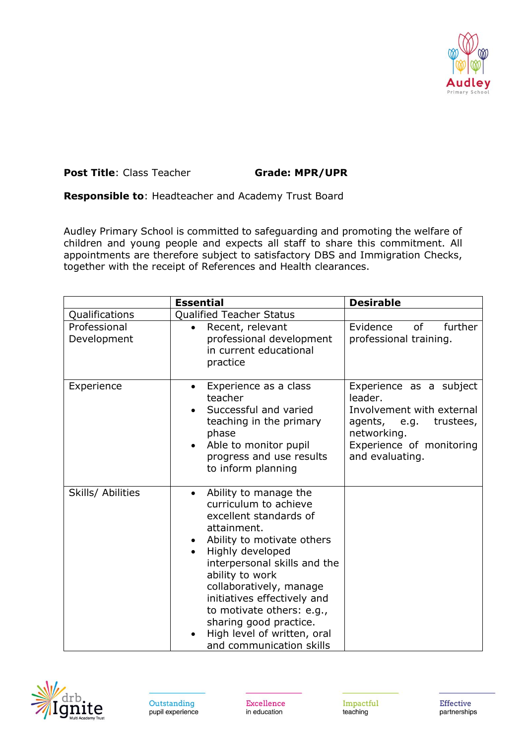**Post Title**: Class Teacher **Grade: MPR/UPR**

**Responsible to**: Headteacher and Academy Trust Board

Audley Primary School is committed to safeguarding and promoting the welfare of children and young people and expects all staff to share this commitment. All appointments are therefore subject to satisfactory DBS and Immigration Checks, together with the receipt of References and Health clearances.

| | **Essential** | **Desirable** |
|---|---|---|
| Qualifications | Qualified Teacher Status | |
| Professional Development | • Recent, relevant professional development in current educational practice | Evidence of further professional training. |
| Experience | • Experience as a class teacher<br>• Successful and varied teaching in the primary phase<br>• Able to monitor pupil progress and use results to inform planning | Experience as a subject leader.<br>Involvement with external agents, e.g. trustees, networking.<br>Experience of monitoring and evaluating. |
| Skills/ Abilities | • Ability to manage the curriculum to achieve excellent standards of attainment.<br>• Ability to motivate others<br>• Highly developed interpersonal skills and the ability to work collaboratively, manage initiatives effectively and to motivate others: e.g., sharing good practice.<br>• High level of written, oral and communication skills | |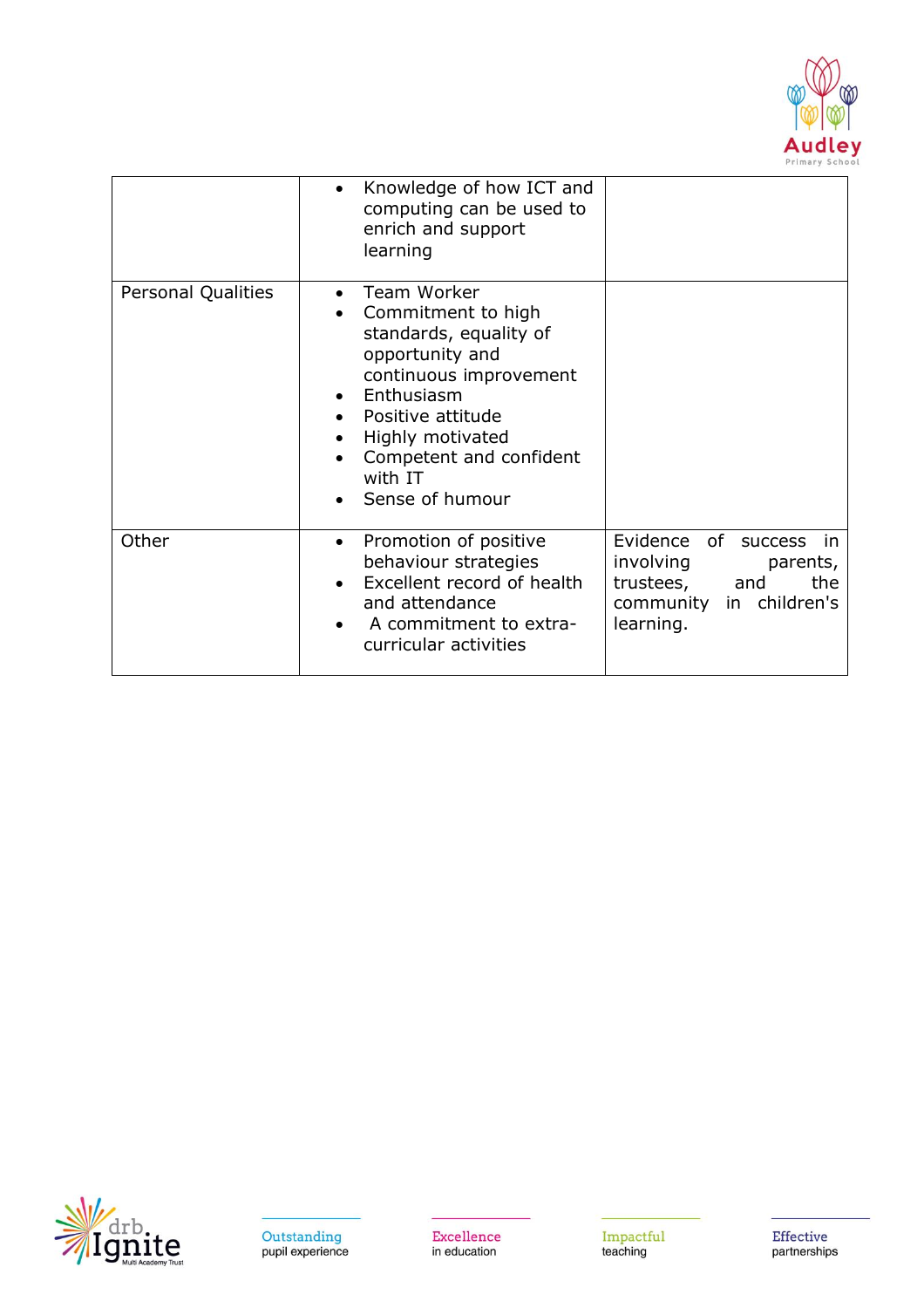| | | |
|---|---|---|
| | • Knowledge of how ICT and computing can be used to enrich and support learning | |
| Personal Qualities | • Team Worker<br>• Commitment to high standards, equality of opportunity and continuous improvement<br>• Enthusiasm<br>• Positive attitude<br>• Highly motivated<br>• Competent and confident with IT<br>• Sense of humour | |
| Other | • Promotion of positive behaviour strategies<br>• Excellent record of health and attendance<br>• A commitment to extra-curricular activities | Evidence of success in involving parents, trustees, and the community in children's learning. |